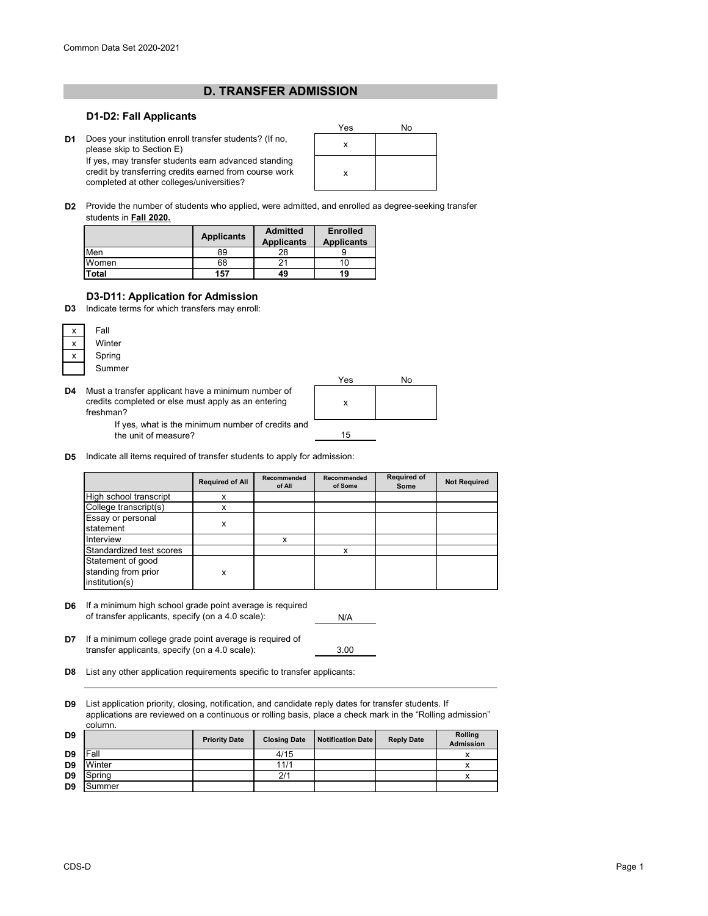# D. TRANSFER ADMISSION

## D1-D2: Fall Applicants

| | | Yes | No |
|---|---|---|---|
| D1 | Does your institution enroll transfer students? (If no, please skip to Section E) | x | |
| | If yes, may transfer students earn advanced standing credit by transferring credits earned from course work completed at other colleges/universities? | x | |

**D2** Provide the number of students who applied, were admitted, and enrolled as degree-seeking transfer students in **Fall 2020.**

| | Applicants | Admitted Applicants | Enrolled Applicants |
|---|---|---|---|
| Men | 89 | 28 | 9 |
| Women | 68 | 21 | 10 |
| **Total** | **157** | **49** | **19** |

## D3-D11: Application for Admission

**D3** Indicate terms for which transfers may enroll:

| | |
|---|---|
| x | Fall |
| x | Winter |
| x | Spring |
| | Summer |

| | | Yes | No |
|---|---|---|---|
| D4 | Must a transfer applicant have a minimum number of credits completed or else must apply as an entering freshman? | x | |

If yes, what is the minimum number of credits and the unit of measure? 15

**D5** Indicate all items required of transfer students to apply for admission:

| | Required of All | Recommended of All | Recommended of Some | Required of Some | Not Required |
|---|---|---|---|---|---|
| High school transcript | x | | | | |
| College transcript(s) | x | | | | |
| Essay or personal statement | x | | | | |
| Interview | | x | | | |
| Standardized test scores | | | x | | |
| Statement of good standing from prior institution(s) | x | | | | |

**D6** If a minimum high school grade point average is required of transfer applicants, specify (on a 4.0 scale): N/A

**D7** If a minimum college grade point average is required of transfer applicants, specify (on a 4.0 scale): 3.00

**D8** List any other application requirements specific to transfer applicants:

**D9** List application priority, closing, notification, and candidate reply dates for transfer students. If applications are reviewed on a continuous or rolling basis, place a check mark in the "Rolling admission" column.

| | Priority Date | Closing Date | Notification Date | Reply Date | Rolling Admission |
|---|---|---|---|---|---|
| Fall | | 4/15 | | | x |
| Winter | | 11/1 | | | x |
| Spring | | 2/1 | | | x |
| Summer | | | | | |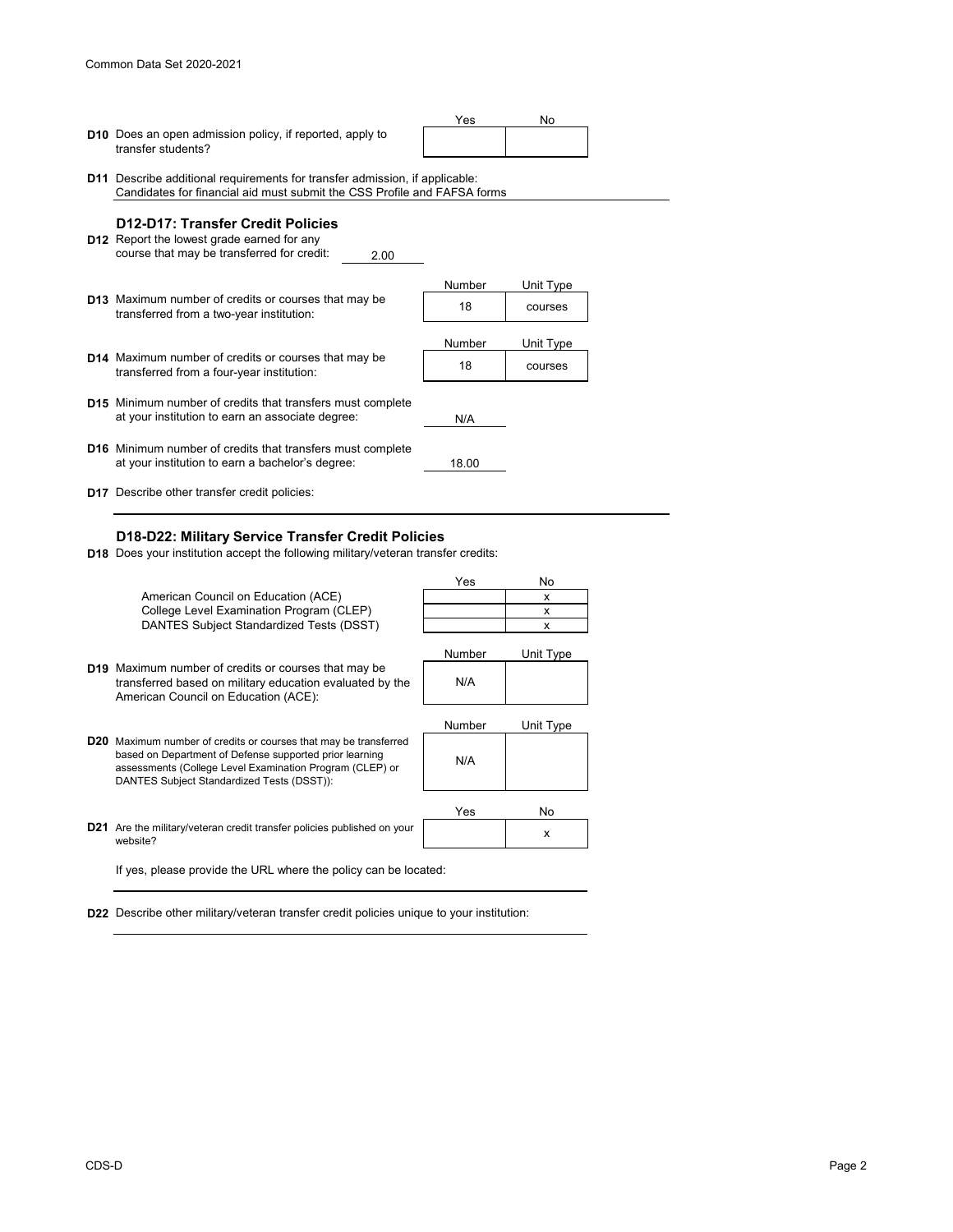**D10** Does an open admission policy, if reported, apply to transfer students?

| Yes | No |
|---|---|
| | |

**D11** Describe additional requirements for transfer admission, if applicable:
Candidates for financial aid must submit the CSS Profile and FAFSA forms

### D12-D17: Transfer Credit Policies

**D12** Report the lowest grade earned for any course that may be transferred for credit: 2.00

**D13** Maximum number of credits or courses that may be transferred from a two-year institution:

| Number | Unit Type |
|---|---|
| 18 | courses |

**D14** Maximum number of credits or courses that may be transferred from a four-year institution:

| Number | Unit Type |
|---|---|
| 18 | courses |

**D15** Minimum number of credits that transfers must complete at your institution to earn an associate degree: N/A

**D16** Minimum number of credits that transfers must complete at your institution to earn a bachelor's degree: 18.00

**D17** Describe other transfer credit policies:

### D18-D22: Military Service Transfer Credit Policies

**D18** Does your institution accept the following military/veteran transfer credits:

| | Yes | No |
|---|---|---|
| American Council on Education (ACE) | | x |
| College Level Examination Program (CLEP) | | x |
| DANTES Subject Standardized Tests (DSST) | | x |

**D19** Maximum number of credits or courses that may be transferred based on military education evaluated by the American Council on Education (ACE):

| Number | Unit Type |
|---|---|
| N/A | |

**D20** Maximum number of credits or courses that may be transferred based on Department of Defense supported prior learning assessments (College Level Examination Program (CLEP) or DANTES Subject Standardized Tests (DSST)):

| Number | Unit Type |
|---|---|
| N/A | |

**D21** Are the military/veteran credit transfer policies published on your website?

| Yes | No |
|---|---|
| | x |

If yes, please provide the URL where the policy can be located:

**D22** Describe other military/veteran transfer credit policies unique to your institution: